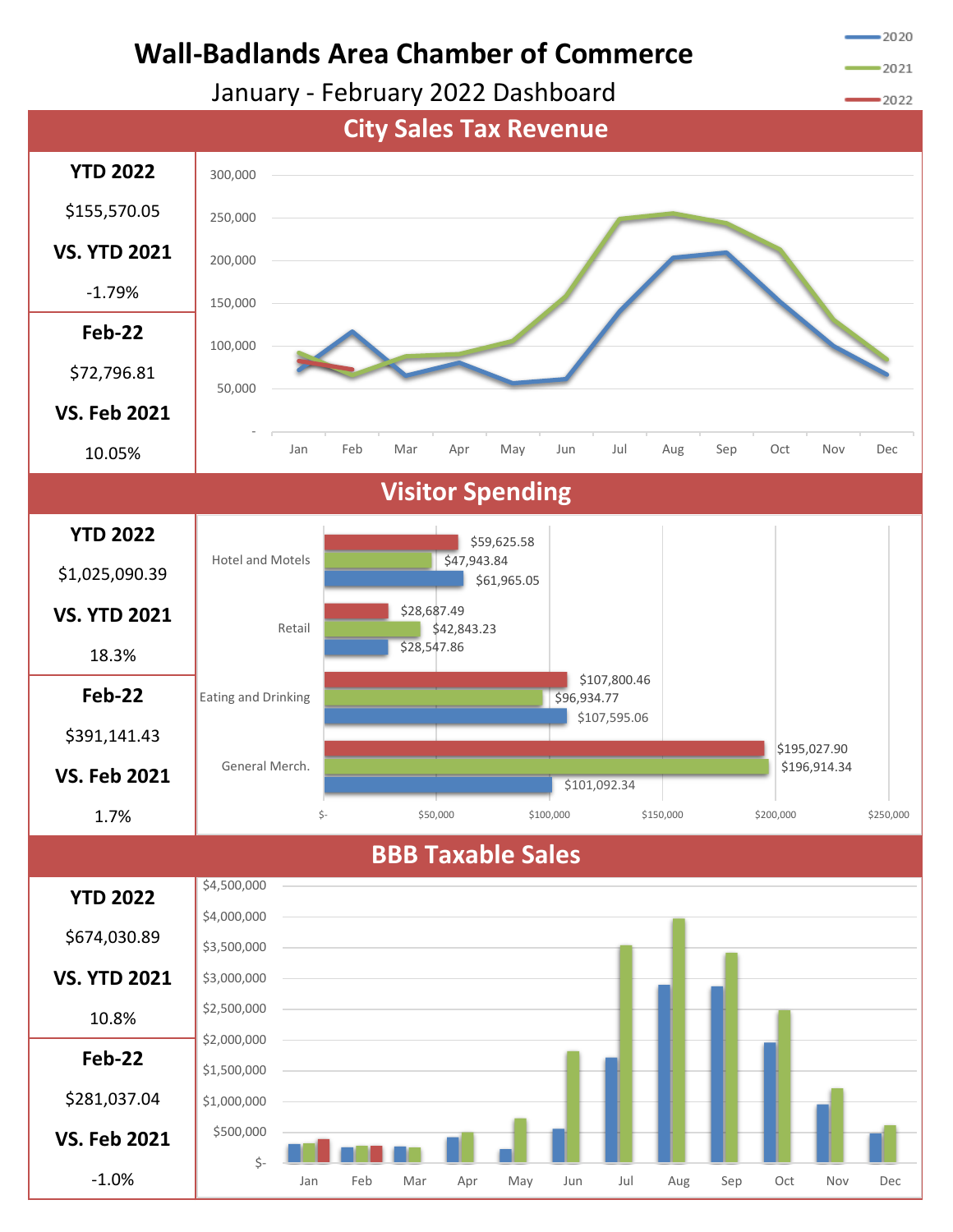# Wall-Badlands Area Chamber of Commerce

January - February 2022 Dashboard

## City Sales Tax Revenue

**YTD 2022**

$155,570.05

**VS. YTD 2021**

-1.79%

**Feb-22**

$72,796.81

**VS. Feb 2021**

10.05%

## Visitor Spending

**YTD 2022**

$1,025,090.39

**VS. YTD 2021**

18.3%

**Feb-22**

$391,141.43

**VS. Feb 2021**

1.7%

| Category | 2022 | 2021 | 2020 |
|---|---|---|---|
| Hotel and Motels | $59,625.58 | $47,943.84 | $61,965.05 |
| Retail | $28,687.49 | $42,843.23 | $28,547.86 |
| Eating and Drinking | $107,800.46 | $96,934.77 | $107,595.06 |
| General Merch. | $195,027.90 | $196,914.34 | $101,092.34 |

## BBB Taxable Sales

**YTD 2022**

$674,030.89

**VS. YTD 2021**

10.8%

**Feb-22**

$281,037.04

**VS. Feb 2021**

-1.0%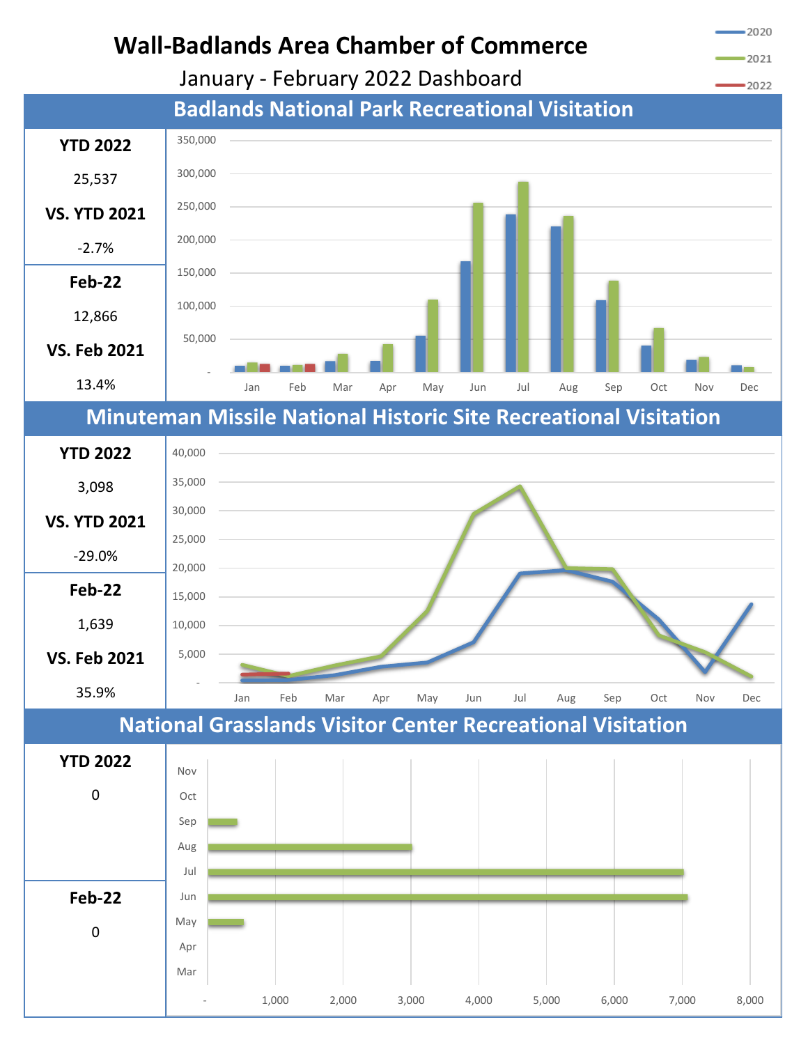# Wall-Badlands Area Chamber of Commerce

January - February 2022 Dashboard

## Badlands National Park Recreational Visitation

**YTD 2022**

25,537

**VS. YTD 2021**

-2.7%

**Feb-22**

12,866

**VS. Feb 2021**

13.4%

## Minuteman Missile National Historic Site Recreational Visitation

**YTD 2022**

3,098

**VS. YTD 2021**

-29.0%

**Feb-22**

1,639

**VS. Feb 2021**

35.9%

## National Grasslands Visitor Center Recreational Visitation

**YTD 2022**

0

**Feb-22**

0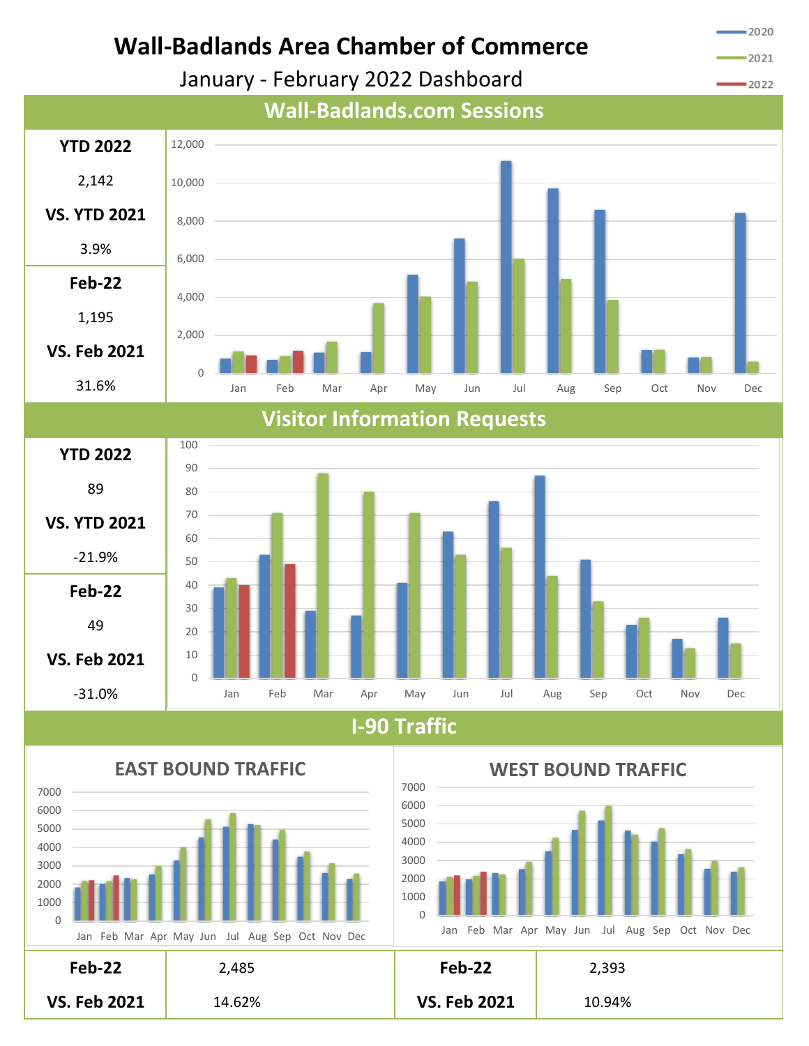# Wall-Badlands Area Chamber of Commerce

January - February 2022 Dashboard

## Wall-Badlands.com Sessions

**YTD 2022**

2,142

**VS. YTD 2021**

3.9%

**Feb-22**

1,195

**VS. Feb 2021**

31.6%

## Visitor Information Requests

**YTD 2022**

89

**VS. YTD 2021**

-21.9%

**Feb-22**

49

**VS. Feb 2021**

-31.0%

## I-90 Traffic

### EAST BOUND TRAFFIC

| | |
|---|---|
| **Feb-22** | 2,485 |
| **VS. Feb 2021** | 14.62% |

### WEST BOUND TRAFFIC

| | |
|---|---|
| **Feb-22** | 2,393 |
| **VS. Feb 2021** | 10.94% |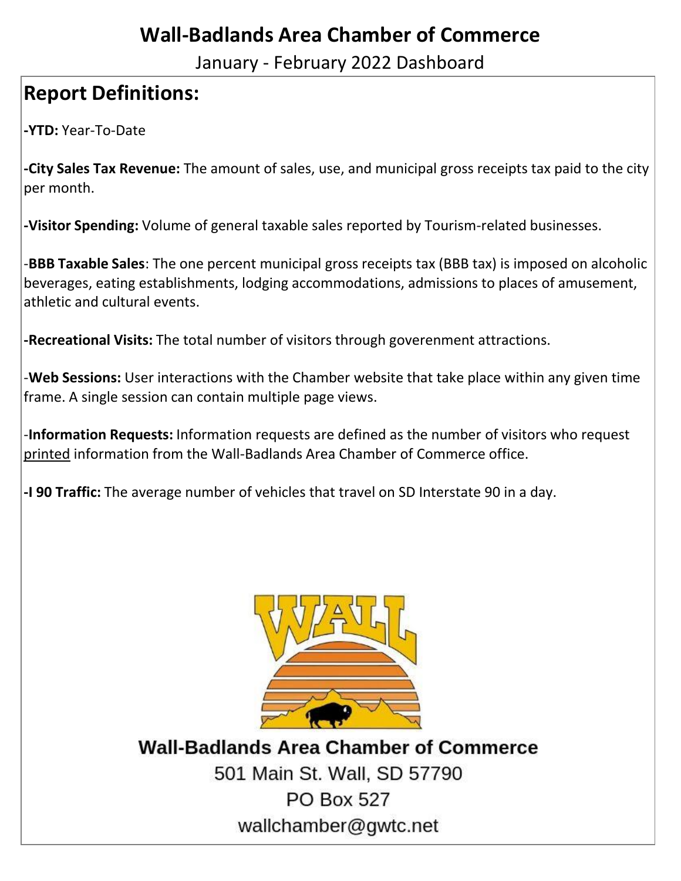# Wall-Badlands Area Chamber of Commerce

January - February 2022 Dashboard

## Report Definitions:

**-YTD:** Year-To-Date

**-City Sales Tax Revenue:** The amount of sales, use, and municipal gross receipts tax paid to the city per month.

**-Visitor Spending:** Volume of general taxable sales reported by Tourism-related businesses.

-**BBB Taxable Sales**: The one percent municipal gross receipts tax (BBB tax) is imposed on alcoholic beverages, eating establishments, lodging accommodations, admissions to places of amusement, athletic and cultural events.

**-Recreational Visits:** The total number of visitors through goverenment attractions.

-**Web Sessions:** User interactions with the Chamber website that take place within any given time frame. A single session can contain multiple page views.

-**Information Requests:** Information requests are defined as the number of visitors who request printed information from the Wall-Badlands Area Chamber of Commerce office.

**-I 90 Traffic:** The average number of vehicles that travel on SD Interstate 90 in a day.

WALL

**Wall-Badlands Area Chamber of Commerce**

501 Main St. Wall, SD 57790

PO Box 527

wallchamber@gwtc.net